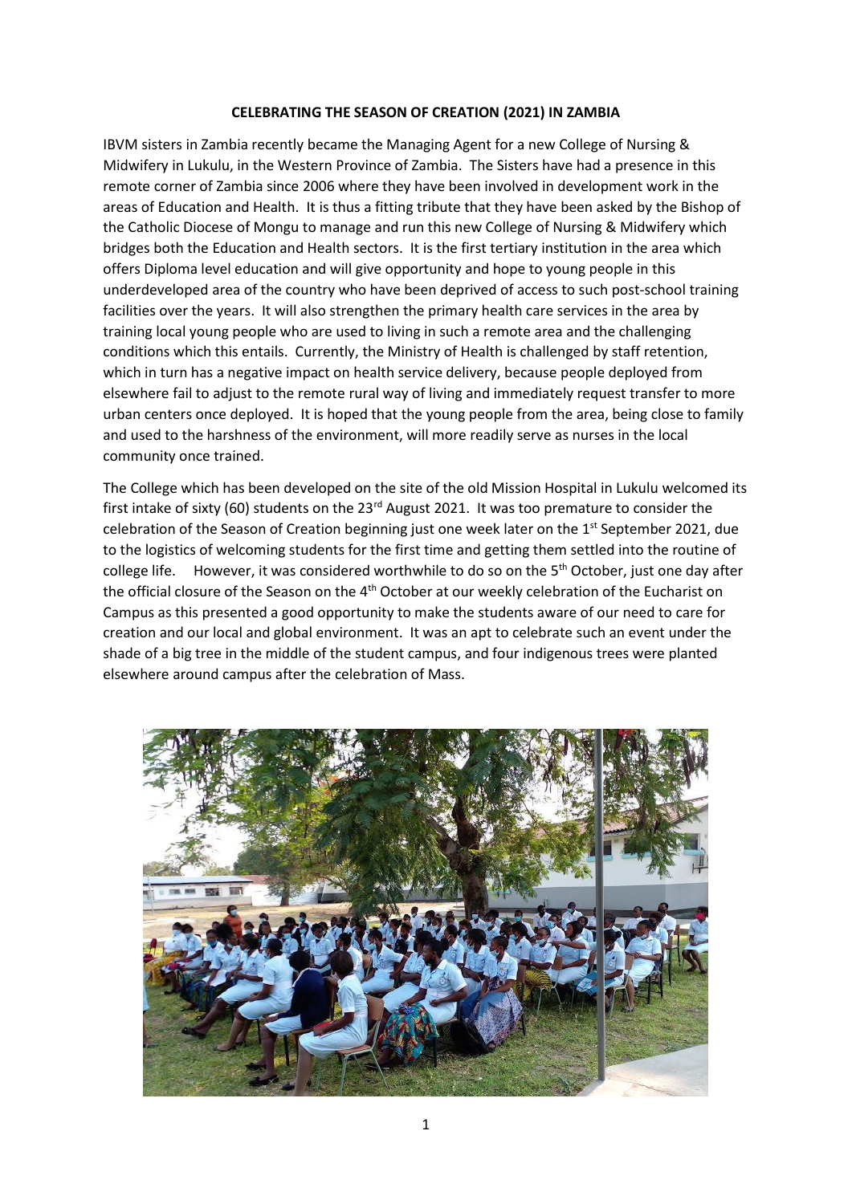# CELEBRATING THE SEASON OF CREATION (2021) IN ZAMBIA

IBVM sisters in Zambia recently became the Managing Agent for a new College of Nursing & Midwifery in Lukulu, in the Western Province of Zambia. The Sisters have had a presence in this remote corner of Zambia since 2006 where they have been involved in development work in the areas of Education and Health. It is thus a fitting tribute that they have been asked by the Bishop of the Catholic Diocese of Mongu to manage and run this new College of Nursing & Midwifery which bridges both the Education and Health sectors. It is the first tertiary institution in the area which offers Diploma level education and will give opportunity and hope to young people in this underdeveloped area of the country who have been deprived of access to such post-school training facilities over the years. It will also strengthen the primary health care services in the area by training local young people who are used to living in such a remote area and the challenging conditions which this entails. Currently, the Ministry of Health is challenged by staff retention, which in turn has a negative impact on health service delivery, because people deployed from elsewhere fail to adjust to the remote rural way of living and immediately request transfer to more urban centers once deployed. It is hoped that the young people from the area, being close to family and used to the harshness of the environment, will more readily serve as nurses in the local community once trained.

The College which has been developed on the site of the old Mission Hospital in Lukulu welcomed its first intake of sixty (60) students on the 23rd August 2021. It was too premature to consider the celebration of the Season of Creation beginning just one week later on the 1st September 2021, due to the logistics of welcoming students for the first time and getting them settled into the routine of college life. However, it was considered worthwhile to do so on the 5th October, just one day after the official closure of the Season on the 4th October at our weekly celebration of the Eucharist on Campus as this presented a good opportunity to make the students aware of our need to care for creation and our local and global environment. It was an apt to celebrate such an event under the shade of a big tree in the middle of the student campus, and four indigenous trees were planted elsewhere around campus after the celebration of Mass.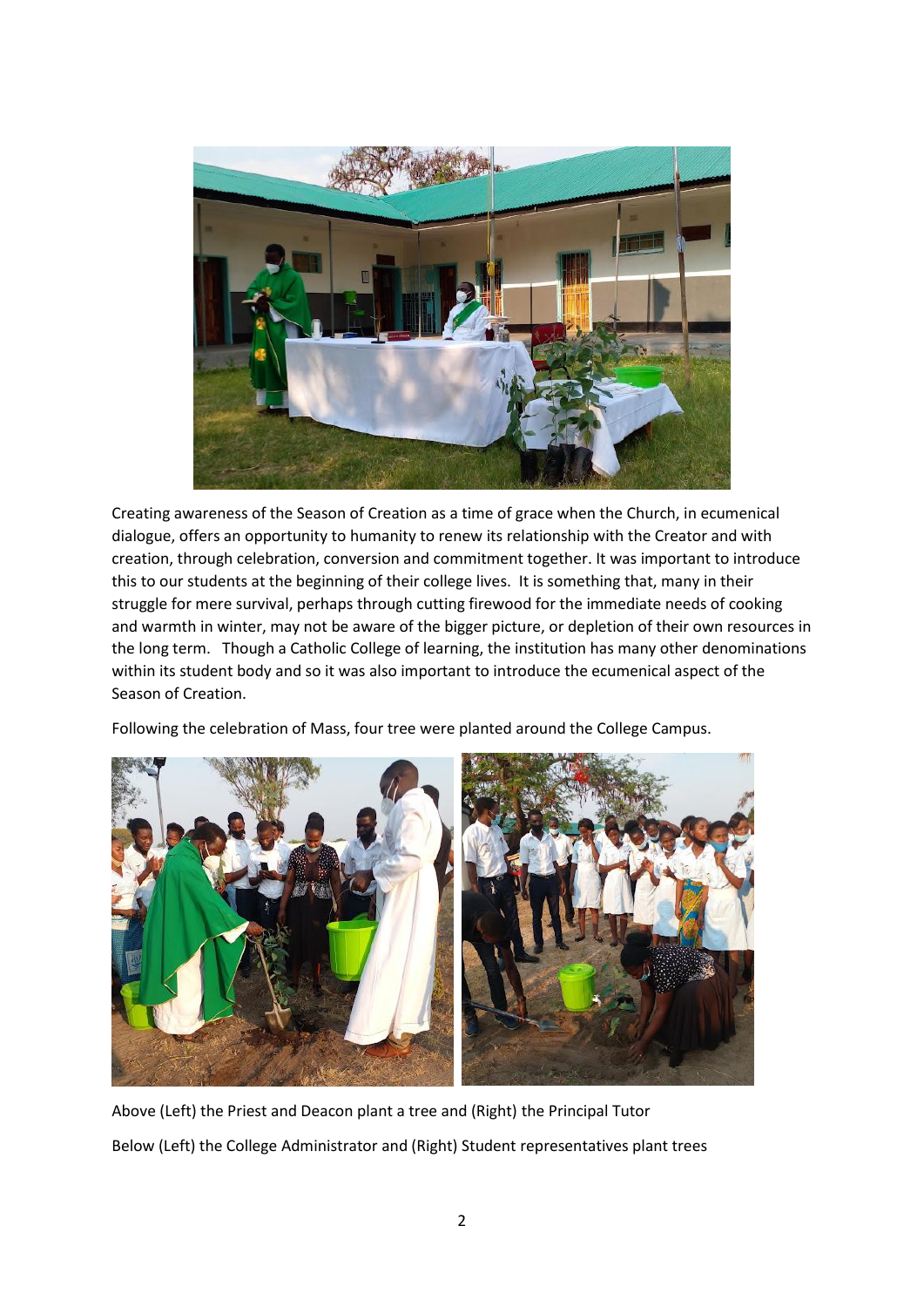Creating awareness of the Season of Creation as a time of grace when the Church, in ecumenical dialogue, offers an opportunity to humanity to renew its relationship with the Creator and with creation, through celebration, conversion and commitment together. It was important to introduce this to our students at the beginning of their college lives. It is something that, many in their struggle for mere survival, perhaps through cutting firewood for the immediate needs of cooking and warmth in winter, may not be aware of the bigger picture, or depletion of their own resources in the long term. Though a Catholic College of learning, the institution has many other denominations within its student body and so it was also important to introduce the ecumenical aspect of the Season of Creation.

Following the celebration of Mass, four tree were planted around the College Campus.

Above (Left) the Priest and Deacon plant a tree and (Right) the Principal Tutor

Below (Left) the College Administrator and (Right) Student representatives plant trees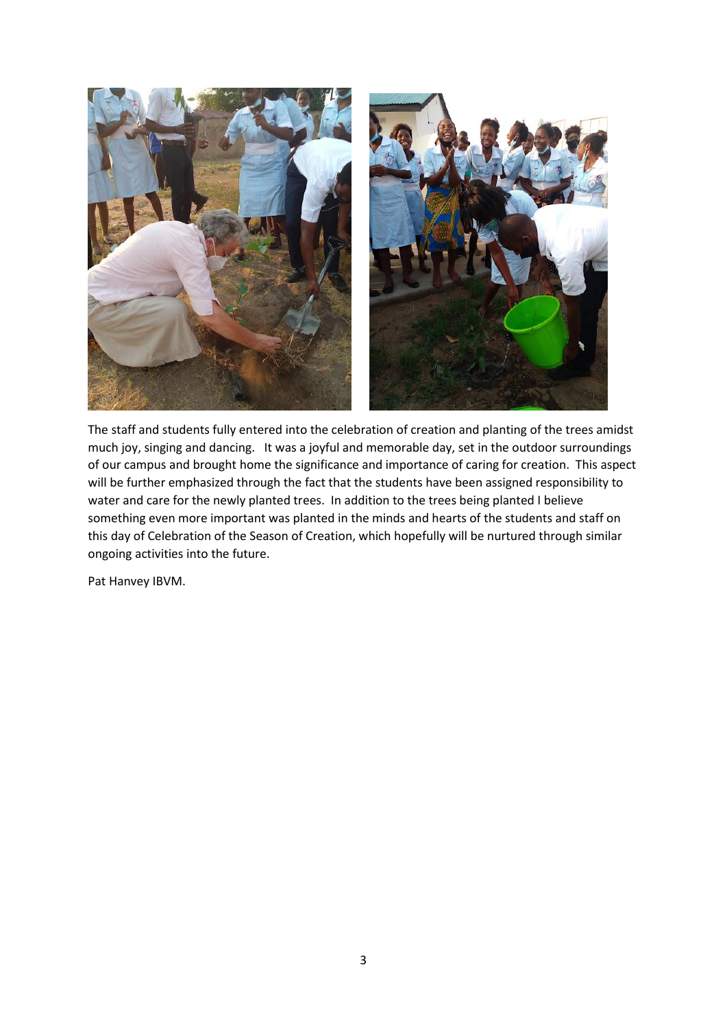The staff and students fully entered into the celebration of creation and planting of the trees amidst much joy, singing and dancing. It was a joyful and memorable day, set in the outdoor surroundings of our campus and brought home the significance and importance of caring for creation. This aspect will be further emphasized through the fact that the students have been assigned responsibility to water and care for the newly planted trees. In addition to the trees being planted I believe something even more important was planted in the minds and hearts of the students and staff on this day of Celebration of the Season of Creation, which hopefully will be nurtured through similar ongoing activities into the future.

Pat Hanvey IBVM.